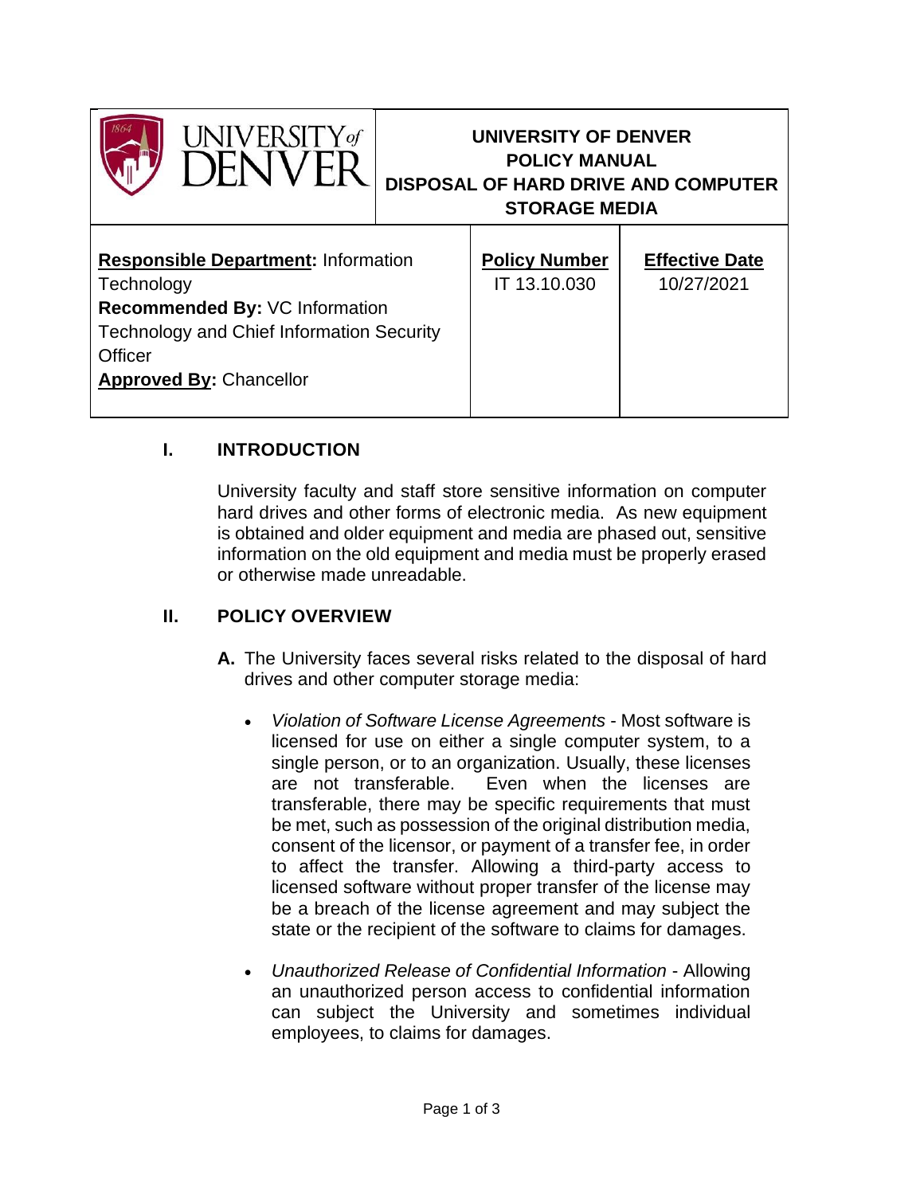| UNIVERSITY of DENVER | UNIVERSITY OF DENVER<br>POLICY MANUAL<br>DISPOSAL OF HARD DRIVE AND COMPUTER STORAGE MEDIA | |
|---|---|---|
| **Responsible Department:** Information Technology<br>**Recommended By:** VC Information Technology and Chief Information Security Officer<br>**Approved By:** Chancellor | **Policy Number**<br>IT 13.10.030 | **Effective Date**<br>10/27/2021 |

## I. INTRODUCTION

University faculty and staff store sensitive information on computer hard drives and other forms of electronic media. As new equipment is obtained and older equipment and media are phased out, sensitive information on the old equipment and media must be properly erased or otherwise made unreadable.

## II. POLICY OVERVIEW

**A.** The University faces several risks related to the disposal of hard drives and other computer storage media:

- *Violation of Software License Agreements* - Most software is licensed for use on either a single computer system, to a single person, or to an organization. Usually, these licenses are not transferable. Even when the licenses are transferable, there may be specific requirements that must be met, such as possession of the original distribution media, consent of the licensor, or payment of a transfer fee, in order to affect the transfer. Allowing a third-party access to licensed software without proper transfer of the license may be a breach of the license agreement and may subject the state or the recipient of the software to claims for damages.

- *Unauthorized Release of Confidential Information* - Allowing an unauthorized person access to confidential information can subject the University and sometimes individual employees, to claims for damages.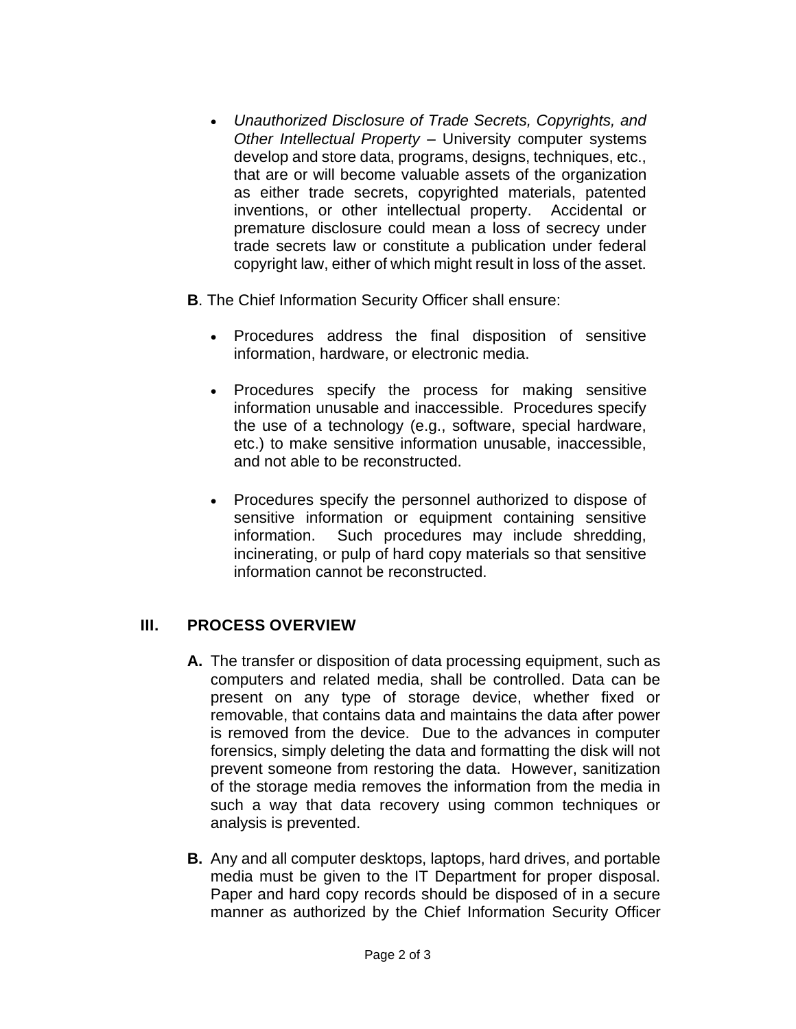- *Unauthorized Disclosure of Trade Secrets, Copyrights, and Other Intellectual Property* – University computer systems develop and store data, programs, designs, techniques, etc., that are or will become valuable assets of the organization as either trade secrets, copyrighted materials, patented inventions, or other intellectual property. Accidental or premature disclosure could mean a loss of secrecy under trade secrets law or constitute a publication under federal copyright law, either of which might result in loss of the asset.

**B**. The Chief Information Security Officer shall ensure:

- Procedures address the final disposition of sensitive information, hardware, or electronic media.

- Procedures specify the process for making sensitive information unusable and inaccessible. Procedures specify the use of a technology (e.g., software, special hardware, etc.) to make sensitive information unusable, inaccessible, and not able to be reconstructed.

- Procedures specify the personnel authorized to dispose of sensitive information or equipment containing sensitive information. Such procedures may include shredding, incinerating, or pulp of hard copy materials so that sensitive information cannot be reconstructed.

## III. PROCESS OVERVIEW

**A.** The transfer or disposition of data processing equipment, such as computers and related media, shall be controlled. Data can be present on any type of storage device, whether fixed or removable, that contains data and maintains the data after power is removed from the device. Due to the advances in computer forensics, simply deleting the data and formatting the disk will not prevent someone from restoring the data. However, sanitization of the storage media removes the information from the media in such a way that data recovery using common techniques or analysis is prevented.

**B.** Any and all computer desktops, laptops, hard drives, and portable media must be given to the IT Department for proper disposal. Paper and hard copy records should be disposed of in a secure manner as authorized by the Chief Information Security Officer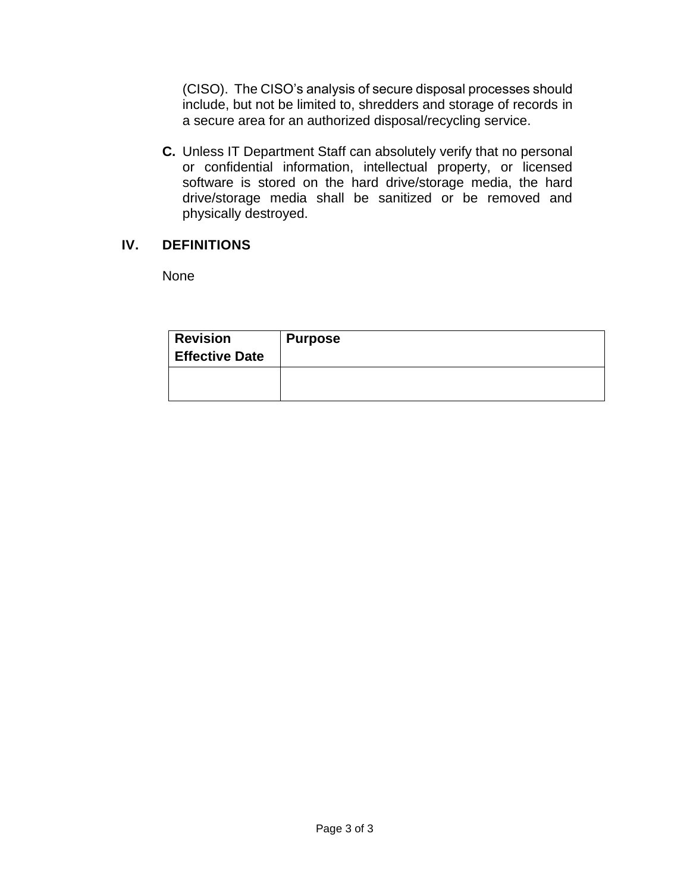(CISO). The CISO's analysis of secure disposal processes should include, but not be limited to, shredders and storage of records in a secure area for an authorized disposal/recycling service.

**C.** Unless IT Department Staff can absolutely verify that no personal or confidential information, intellectual property, or licensed software is stored on the hard drive/storage media, the hard drive/storage media shall be sanitized or be removed and physically destroyed.

## IV. DEFINITIONS

None

| Revision Effective Date | Purpose |
|---|---|
| | |